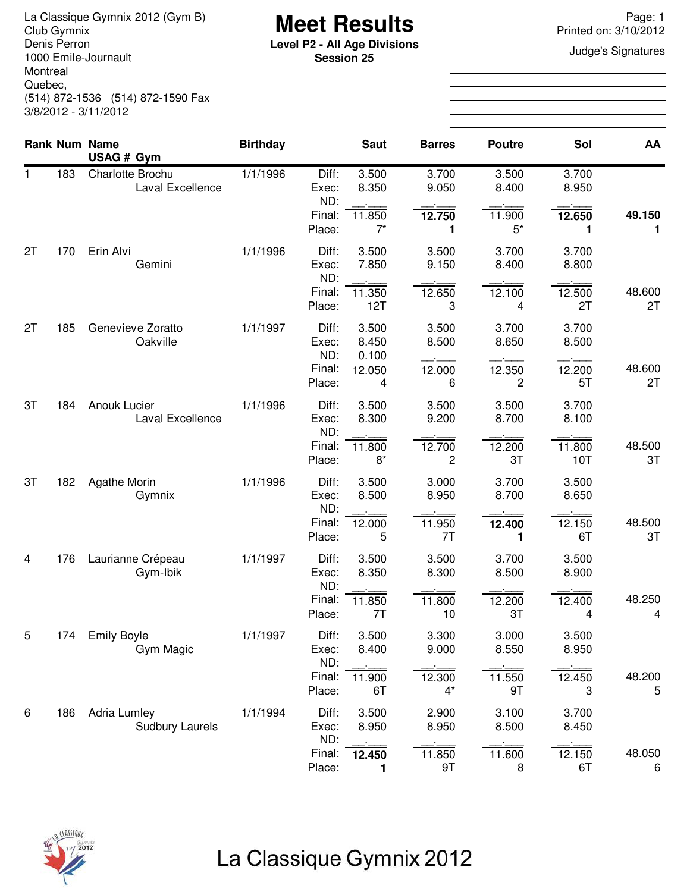La Classique Gymnix 2012 (Gym B)
Club Gymnix
Denis Perron
1000 Emile-Journault
Montreal
Quebec,
(514) 872-1536 (514) 872-1590 Fax
3/8/2012 - 3/11/2012

# Meet Results

**Level P2 - All Age Divisions**
**Session 25**

Printed on: 3/10/2012

Judge's Signatures

| Rank | Num | Name / USAG # Gym | Birthday | | Saut | Barres | Poutre | Sol | AA |
|---|---|---|---|---|---|---|---|---|---|
| 1 | 183 | Charlotte Brochu | 1/1/1996 | Diff: | 3.500 | 3.700 | 3.500 | 3.700 | |
| | | Laval Excellence | | Exec: | 8.350 | 9.050 | 8.400 | 8.950 | |
| | | | | ND: | __.___ | __.___ | __.___ | __.___ | |
| | | | | Final: | 11.850 | **12.750** | 11.900 | **12.650** | **49.150** |
| | | | | Place: | 7* | **1** | 5* | **1** | **1** |
| 2T | 170 | Erin Alvi | 1/1/1996 | Diff: | 3.500 | 3.500 | 3.700 | 3.700 | |
| | | Gemini | | Exec: | 7.850 | 9.150 | 8.400 | 8.800 | |
| | | | | ND: | __.___ | __.___ | __.___ | __.___ | |
| | | | | Final: | 11.350 | 12.650 | 12.100 | 12.500 | 48.600 |
| | | | | Place: | 12T | 3 | 4 | 2T | 2T |
| 2T | 185 | Genevieve Zoratto | 1/1/1997 | Diff: | 3.500 | 3.500 | 3.700 | 3.700 | |
| | | Oakville | | Exec: | 8.450 | 8.500 | 8.650 | 8.500 | |
| | | | | ND: | 0.100 | __.___ | __.___ | __.___ | |
| | | | | Final: | 12.050 | 12.000 | 12.350 | 12.200 | 48.600 |
| | | | | Place: | 4 | 6 | 2 | 5T | 2T |
| 3T | 184 | Anouk Lucier | 1/1/1996 | Diff: | 3.500 | 3.500 | 3.500 | 3.700 | |
| | | Laval Excellence | | Exec: | 8.300 | 9.200 | 8.700 | 8.100 | |
| | | | | ND: | __.___ | __.___ | __.___ | __.___ | |
| | | | | Final: | 11.800 | 12.700 | 12.200 | 11.800 | 48.500 |
| | | | | Place: | 8* | 2 | 3T | 10T | 3T |
| 3T | 182 | Agathe Morin | 1/1/1996 | Diff: | 3.500 | 3.000 | 3.700 | 3.500 | |
| | | Gymnix | | Exec: | 8.500 | 8.950 | 8.700 | 8.650 | |
| | | | | ND: | __.___ | __.___ | __.___ | __.___ | |
| | | | | Final: | 12.000 | 11.950 | **12.400** | 12.150 | 48.500 |
| | | | | Place: | 5 | 7T | **1** | 6T | 3T |
| 4 | 176 | Laurianne Crépeau | 1/1/1997 | Diff: | 3.500 | 3.500 | 3.700 | 3.500 | |
| | | Gym-Ibik | | Exec: | 8.350 | 8.300 | 8.500 | 8.900 | |
| | | | | ND: | __.___ | __.___ | __.___ | __.___ | |
| | | | | Final: | 11.850 | 11.800 | 12.200 | 12.400 | 48.250 |
| | | | | Place: | 7T | 10 | 3T | 4 | 4 |
| 5 | 174 | Emily Boyle | 1/1/1997 | Diff: | 3.500 | 3.300 | 3.000 | 3.500 | |
| | | Gym Magic | | Exec: | 8.400 | 9.000 | 8.550 | 8.950 | |
| | | | | ND: | __.___ | __.___ | __.___ | __.___ | |
| | | | | Final: | 11.900 | 12.300 | 11.550 | 12.450 | 48.200 |
| | | | | Place: | 6T | 4* | 9T | 3 | 5 |
| 6 | 186 | Adria Lumley | 1/1/1994 | Diff: | 3.500 | 2.900 | 3.100 | 3.700 | |
| | | Sudbury Laurels | | Exec: | 8.950 | 8.950 | 8.500 | 8.450 | |
| | | | | ND: | __.___ | __.___ | __.___ | __.___ | |
| | | | | Final: | **12.450** | 11.850 | 11.600 | 12.150 | 48.050 |
| | | | | Place: | **1** | 9T | 8 | 6T | 6 |

La Classique Gymnix 2012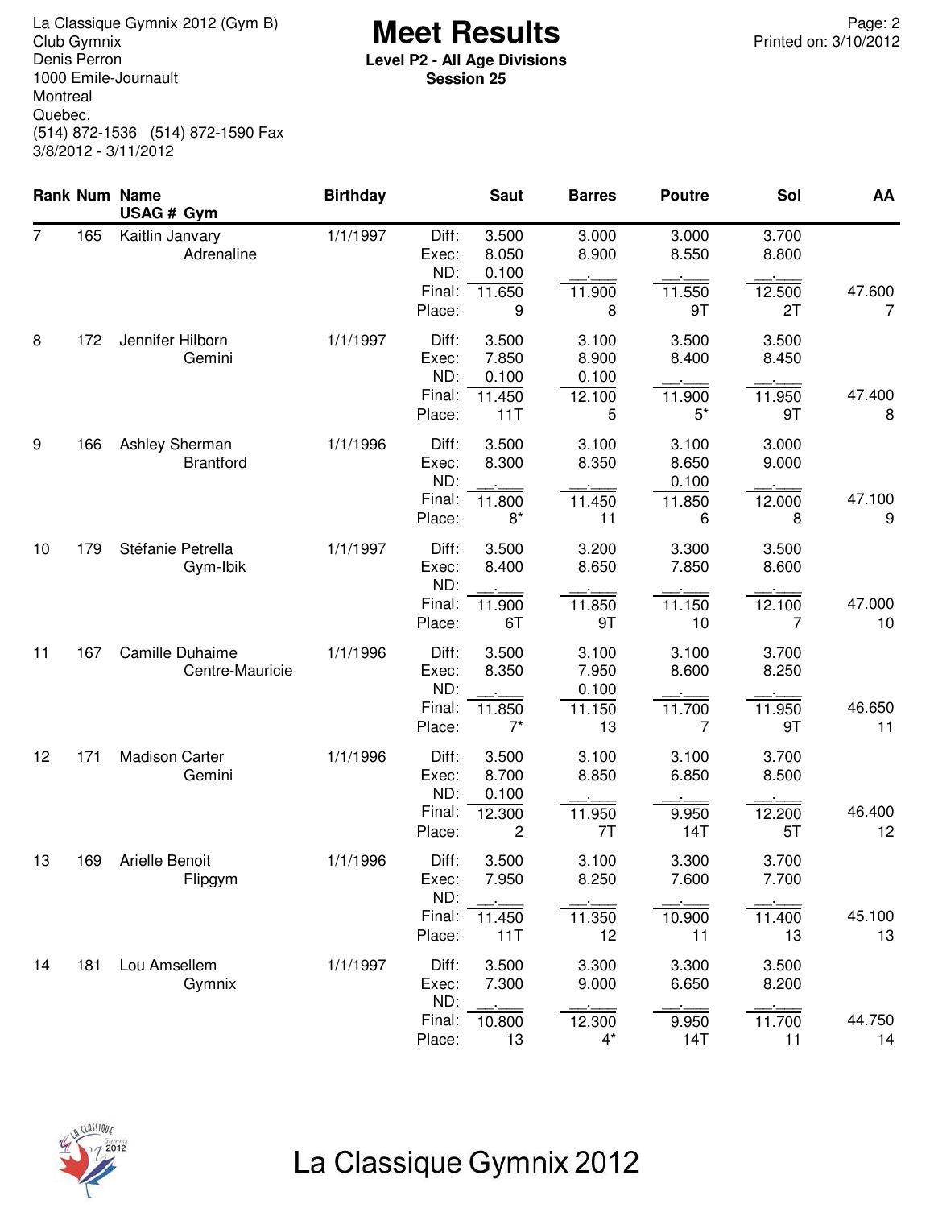La Classique Gymnix 2012 (Gym B)
Club Gymnix
Denis Perron
1000 Emile-Journault
Montreal
Quebec,
(514) 872-1536 (514) 872-1590 Fax
3/8/2012 - 3/11/2012

# Meet Results

**Level P2 - All Age Divisions**
**Session 25**

Printed on: 3/10/2012

| Rank | Num | Name / Gym | Birthday | | Saut | Barres | Poutre | Sol | AA |
|---|---|---|---|---|---|---|---|---|---|
| 7 | 165 | Kaitlin Janvary | 1/1/1997 | Diff: | 3.500 | 3.000 | 3.000 | 3.700 | |
| | | Adrenaline | | Exec: | 8.050 | 8.900 | 8.550 | 8.800 | |
| | | | | ND: | 0.100 | __.___ | __.___ | __.___ | |
| | | | | Final: | 11.650 | 11.900 | 11.550 | 12.500 | 47.600 |
| | | | | Place: | 9 | 8 | 9T | 2T | 7 |
| 8 | 172 | Jennifer Hilborn | 1/1/1997 | Diff: | 3.500 | 3.100 | 3.500 | 3.500 | |
| | | Gemini | | Exec: | 7.850 | 8.900 | 8.400 | 8.450 | |
| | | | | ND: | 0.100 | 0.100 | __.___ | __.___ | |
| | | | | Final: | 11.450 | 12.100 | 11.900 | 11.950 | 47.400 |
| | | | | Place: | 11T | 5 | 5* | 9T | 8 |
| 9 | 166 | Ashley Sherman | 1/1/1996 | Diff: | 3.500 | 3.100 | 3.100 | 3.000 | |
| | | Brantford | | Exec: | 8.300 | 8.350 | 8.650 | 9.000 | |
| | | | | ND: | __.___ | __.___ | 0.100 | __.___ | |
| | | | | Final: | 11.800 | 11.450 | 11.850 | 12.000 | 47.100 |
| | | | | Place: | 8* | 11 | 6 | 8 | 9 |
| 10 | 179 | Stéfanie Petrella | 1/1/1997 | Diff: | 3.500 | 3.200 | 3.300 | 3.500 | |
| | | Gym-Ibik | | Exec: | 8.400 | 8.650 | 7.850 | 8.600 | |
| | | | | ND: | __.___ | __.___ | __.___ | __.___ | |
| | | | | Final: | 11.900 | 11.850 | 11.150 | 12.100 | 47.000 |
| | | | | Place: | 6T | 9T | 10 | 7 | 10 |
| 11 | 167 | Camille Duhaime | 1/1/1996 | Diff: | 3.500 | 3.100 | 3.100 | 3.700 | |
| | | Centre-Mauricie | | Exec: | 8.350 | 7.950 | 8.600 | 8.250 | |
| | | | | ND: | __.___ | 0.100 | __.___ | __.___ | |
| | | | | Final: | 11.850 | 11.150 | 11.700 | 11.950 | 46.650 |
| | | | | Place: | 7* | 13 | 7 | 9T | 11 |
| 12 | 171 | Madison Carter | 1/1/1996 | Diff: | 3.500 | 3.100 | 3.100 | 3.700 | |
| | | Gemini | | Exec: | 8.700 | 8.850 | 6.850 | 8.500 | |
| | | | | ND: | 0.100 | __.___ | __.___ | __.___ | |
| | | | | Final: | 12.300 | 11.950 | 9.950 | 12.200 | 46.400 |
| | | | | Place: | 2 | 7T | 14T | 5T | 12 |
| 13 | 169 | Arielle Benoit | 1/1/1996 | Diff: | 3.500 | 3.100 | 3.300 | 3.700 | |
| | | Flipgym | | Exec: | 7.950 | 8.250 | 7.600 | 7.700 | |
| | | | | ND: | __.___ | __.___ | __.___ | __.___ | |
| | | | | Final: | 11.450 | 11.350 | 10.900 | 11.400 | 45.100 |
| | | | | Place: | 11T | 12 | 11 | 13 | 13 |
| 14 | 181 | Lou Amsellem | 1/1/1997 | Diff: | 3.500 | 3.300 | 3.300 | 3.500 | |
| | | Gymnix | | Exec: | 7.300 | 9.000 | 6.650 | 8.200 | |
| | | | | ND: | __.___ | __.___ | __.___ | __.___ | |
| | | | | Final: | 10.800 | 12.300 | 9.950 | 11.700 | 44.750 |
| | | | | Place: | 13 | 4* | 14T | 11 | 14 |

La Classique Gymnix 2012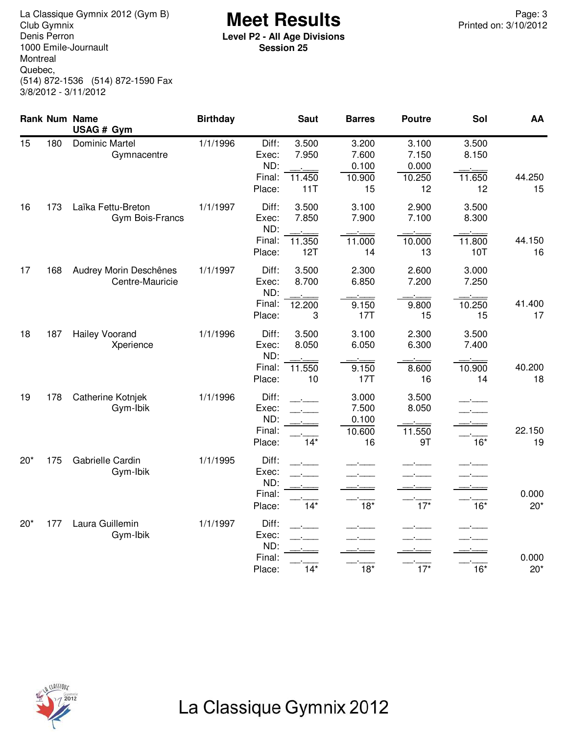La Classique Gymnix 2012 (Gym B)
Club Gymnix
Denis Perron
1000 Emile-Journault
Montreal
Quebec,
(514) 872-1536 (514) 872-1590 Fax
3/8/2012 - 3/11/2012

# Meet Results

**Level P2 - All Age Divisions**
**Session 25**

Printed on: 3/10/2012

| Rank | Num | Name / USAG # Gym | Birthday | | Saut | Barres | Poutre | Sol | AA |
|---|---|---|---|---|---|---|---|---|---|
| 15 | 180 | Dominic Martel | 1/1/1996 | Diff: | 3.500 | 3.200 | 3.100 | 3.500 | |
| | | Gymnacentre | | Exec: | 7.950 | 7.600 | 7.150 | 8.150 | |
| | | | | ND: | __.___ | 0.100 | 0.000 | __.___ | |
| | | | | Final: | 11.450 | 10.900 | 10.250 | 11.650 | 44.250 |
| | | | | Place: | 11T | 15 | 12 | 12 | 15 |
| 16 | 173 | Laïka Fettu-Breton | 1/1/1997 | Diff: | 3.500 | 3.100 | 2.900 | 3.500 | |
| | | Gym Bois-Francs | | Exec: | 7.850 | 7.900 | 7.100 | 8.300 | |
| | | | | ND: | __.___ | __.___ | __.___ | __.___ | |
| | | | | Final: | 11.350 | 11.000 | 10.000 | 11.800 | 44.150 |
| | | | | Place: | 12T | 14 | 13 | 10T | 16 |
| 17 | 168 | Audrey Morin Deschênes | 1/1/1997 | Diff: | 3.500 | 2.300 | 2.600 | 3.000 | |
| | | Centre-Mauricie | | Exec: | 8.700 | 6.850 | 7.200 | 7.250 | |
| | | | | ND: | __.___ | __.___ | __.___ | __.___ | |
| | | | | Final: | 12.200 | 9.150 | 9.800 | 10.250 | 41.400 |
| | | | | Place: | 3 | 17T | 15 | 15 | 17 |
| 18 | 187 | Hailey Voorand | 1/1/1996 | Diff: | 3.500 | 3.100 | 2.300 | 3.500 | |
| | | Xperience | | Exec: | 8.050 | 6.050 | 6.300 | 7.400 | |
| | | | | ND: | __.___ | __.___ | __.___ | __.___ | |
| | | | | Final: | 11.550 | 9.150 | 8.600 | 10.900 | 40.200 |
| | | | | Place: | 10 | 17T | 16 | 14 | 18 |
| 19 | 178 | Catherine Kotnjek | 1/1/1996 | Diff: | __.___ | 3.000 | 3.500 | __.___ | |
| | | Gym-Ibik | | Exec: | __.___ | 7.500 | 8.050 | __.___ | |
| | | | | ND: | __.___ | 0.100 | __.___ | __.___ | |
| | | | | Final: | __.___ | 10.600 | 11.550 | __.___ | 22.150 |
| | | | | Place: | 14* | 16 | 9T | 16* | 19 |
| 20* | 175 | Gabrielle Cardin | 1/1/1995 | Diff: | __.___ | __.___ | __.___ | __.___ | |
| | | Gym-Ibik | | Exec: | __.___ | __.___ | __.___ | __.___ | |
| | | | | ND: | __.___ | __.___ | __.___ | __.___ | |
| | | | | Final: | __.___ | __.___ | __.___ | __.___ | 0.000 |
| | | | | Place: | 14* | 18* | 17* | 16* | 20* |
| 20* | 177 | Laura Guillemin | 1/1/1997 | Diff: | __.___ | __.___ | __.___ | __.___ | |
| | | Gym-Ibik | | Exec: | __.___ | __.___ | __.___ | __.___ | |
| | | | | ND: | __.___ | __.___ | __.___ | __.___ | |
| | | | | Final: | __.___ | __.___ | __.___ | __.___ | 0.000 |
| | | | | Place: | 14* | 18* | 17* | 16* | 20* |

La Classique Gymnix 2012